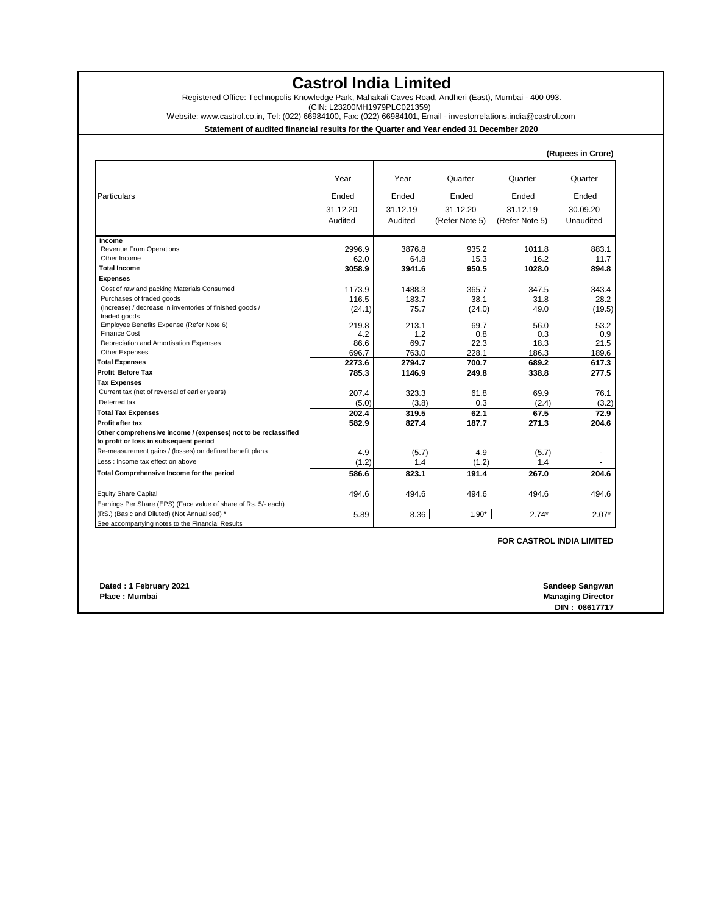# Castrol India Limited

Registered Office: Technopolis Knowledge Park, Mahakali Caves Road, Andheri (East), Mumbai - 400 093.
(CIN: L23200MH1979PLC021359)
Website: www.castrol.co.in, Tel: (022) 66984100, Fax: (022) 66984101, Email - investorrelations.india@castrol.com

**Statement of audited financial results for the Quarter and Year ended 31 December 2020**

**(Rupees in Crore)**

| Particulars | Year Ended 31.12.20 Audited | Year Ended 31.12.19 Audited | Quarter Ended 31.12.20 (Refer Note 5) | Quarter Ended 31.12.19 (Refer Note 5) | Quarter Ended 30.09.20 Unaudited |
|---|---|---|---|---|---|
| **Income** | | | | | |
| Revenue From Operations | 2996.9 | 3876.8 | 935.2 | 1011.8 | 883.1 |
| Other Income | 62.0 | 64.8 | 15.3 | 16.2 | 11.7 |
| **Total Income** | **3058.9** | **3941.6** | **950.5** | **1028.0** | **894.8** |
| **Expenses** | | | | | |
| Cost of raw and packing Materials Consumed | 1173.9 | 1488.3 | 365.7 | 347.5 | 343.4 |
| Purchases of traded goods | 116.5 | 183.7 | 38.1 | 31.8 | 28.2 |
| (Increase) / decrease in inventories of finished goods / traded goods | (24.1) | 75.7 | (24.0) | 49.0 | (19.5) |
| Employee Benefits Expense (Refer Note 6) | 219.8 | 213.1 | 69.7 | 56.0 | 53.2 |
| Finance Cost | 4.2 | 1.2 | 0.8 | 0.3 | 0.9 |
| Depreciation and Amortisation Expenses | 86.6 | 69.7 | 22.3 | 18.3 | 21.5 |
| Other Expenses | 696.7 | 763.0 | 228.1 | 186.3 | 189.6 |
| **Total Expenses** | **2273.6** | **2794.7** | **700.7** | **689.2** | **617.3** |
| **Profit Before Tax** | **785.3** | **1146.9** | **249.8** | **338.8** | **277.5** |
| **Tax Expenses** | | | | | |
| Current tax (net of reversal of earlier years) | 207.4 | 323.3 | 61.8 | 69.9 | 76.1 |
| Deferred tax | (5.0) | (3.8) | 0.3 | (2.4) | (3.2) |
| **Total Tax Expenses** | **202.4** | **319.5** | **62.1** | **67.5** | **72.9** |
| **Profit after tax** | **582.9** | **827.4** | **187.7** | **271.3** | **204.6** |
| **Other comprehensive income / (expenses) not to be reclassified to profit or loss in subsequent period** | | | | | |
| Re-measurement gains / (losses) on defined benefit plans | 4.9 | (5.7) | 4.9 | (5.7) | - |
| Less : Income tax effect on above | (1.2) | 1.4 | (1.2) | 1.4 | - |
| **Total Comprehensive Income for the period** | **586.6** | **823.1** | **191.4** | **267.0** | **204.6** |
| Equity Share Capital | 494.6 | 494.6 | 494.6 | 494.6 | 494.6 |
| Earnings Per Share (EPS) (Face value of share of Rs. 5/- each) (RS.) (Basic and Diluted) (Not Annualised) * | 5.89 | 8.36 | 1.90* | 2.74* | 2.07* |
| See accompanying notes to the Financial Results | | | | | |

**FOR CASTROL INDIA LIMITED**

**Dated : 1 February 2021**
**Place : Mumbai**

**Sandeep Sangwan**
**Managing Director**
**DIN : 08617717**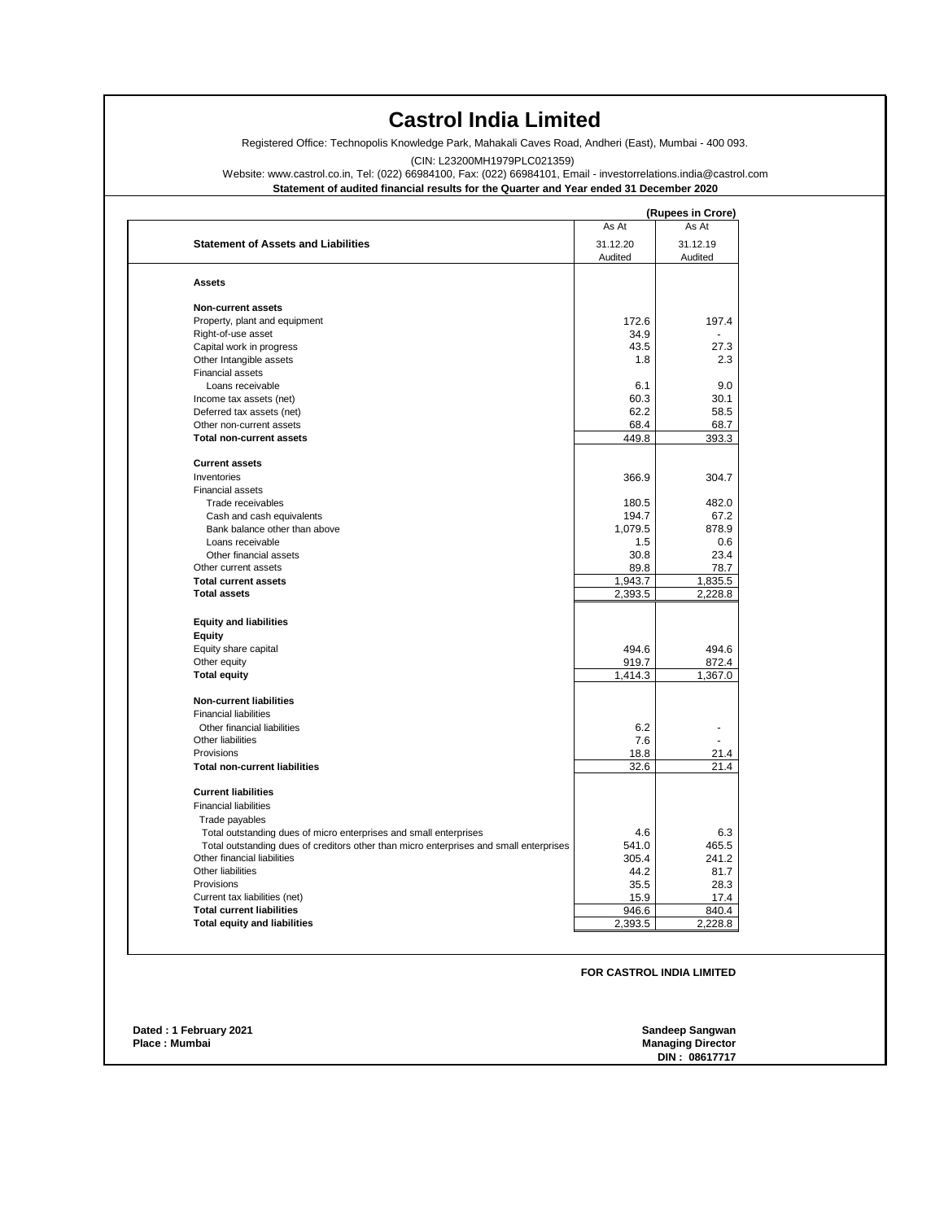# Castrol India Limited

Registered Office: Technopolis Knowledge Park, Mahakali Caves Road, Andheri (East), Mumbai - 400 093.

(CIN: L23200MH1979PLC021359)

Website: www.castrol.co.in, Tel: (022) 66984100, Fax: (022) 66984101, Email - investorrelations.india@castrol.com

**Statement of audited financial results for the Quarter and Year ended 31 December 2020**

**(Rupees in Crore)**

| **Statement of Assets and Liabilities** | As At<br>31.12.20<br>Audited | As At<br>31.12.19<br>Audited |
|---|---|---|
| **Assets** | | |
| **Non-current assets** | | |
| Property, plant and equipment | 172.6 | 197.4 |
| Right-of-use asset | 34.9 | - |
| Capital work in progress | 43.5 | 27.3 |
| Other Intangible assets | 1.8 | 2.3 |
| Financial assets | | |
| Loans receivable | 6.1 | 9.0 |
| Income tax assets (net) | 60.3 | 30.1 |
| Deferred tax assets (net) | 62.2 | 58.5 |
| Other non-current assets | 68.4 | 68.7 |
| **Total non-current assets** | 449.8 | 393.3 |
| **Current assets** | | |
| Inventories | 366.9 | 304.7 |
| Financial assets | | |
| Trade receivables | 180.5 | 482.0 |
| Cash and cash equivalents | 194.7 | 67.2 |
| Bank balance other than above | 1,079.5 | 878.9 |
| Loans receivable | 1.5 | 0.6 |
| Other financial assets | 30.8 | 23.4 |
| Other current assets | 89.8 | 78.7 |
| **Total current assets** | 1,943.7 | 1,835.5 |
| **Total assets** | 2,393.5 | 2,228.8 |
| **Equity and liabilities** | | |
| **Equity** | | |
| Equity share capital | 494.6 | 494.6 |
| Other equity | 919.7 | 872.4 |
| **Total equity** | 1,414.3 | 1,367.0 |
| **Non-current liabilities** | | |
| Financial liabilities | | |
| Other financial liabilities | 6.2 | - |
| Other liabilities | 7.6 | - |
| Provisions | 18.8 | 21.4 |
| **Total non-current liabilities** | 32.6 | 21.4 |
| **Current liabilities** | | |
| Financial liabilities | | |
| Trade payables | | |
| Total outstanding dues of micro enterprises and small enterprises | 4.6 | 6.3 |
| Total outstanding dues of creditors other than micro enterprises and small enterprises | 541.0 | 465.5 |
| Other financial liabilities | 305.4 | 241.2 |
| Other liabilities | 44.2 | 81.7 |
| Provisions | 35.5 | 28.3 |
| Current tax liabilities (net) | 15.9 | 17.4 |
| **Total current liabilities** | 946.6 | 840.4 |
| **Total equity and liabilities** | 2,393.5 | 2,228.8 |

**FOR CASTROL INDIA LIMITED**

**Dated : 1 February 2021**
**Place : Mumbai**

**Sandeep Sangwan**
**Managing Director**
**DIN : 08617717**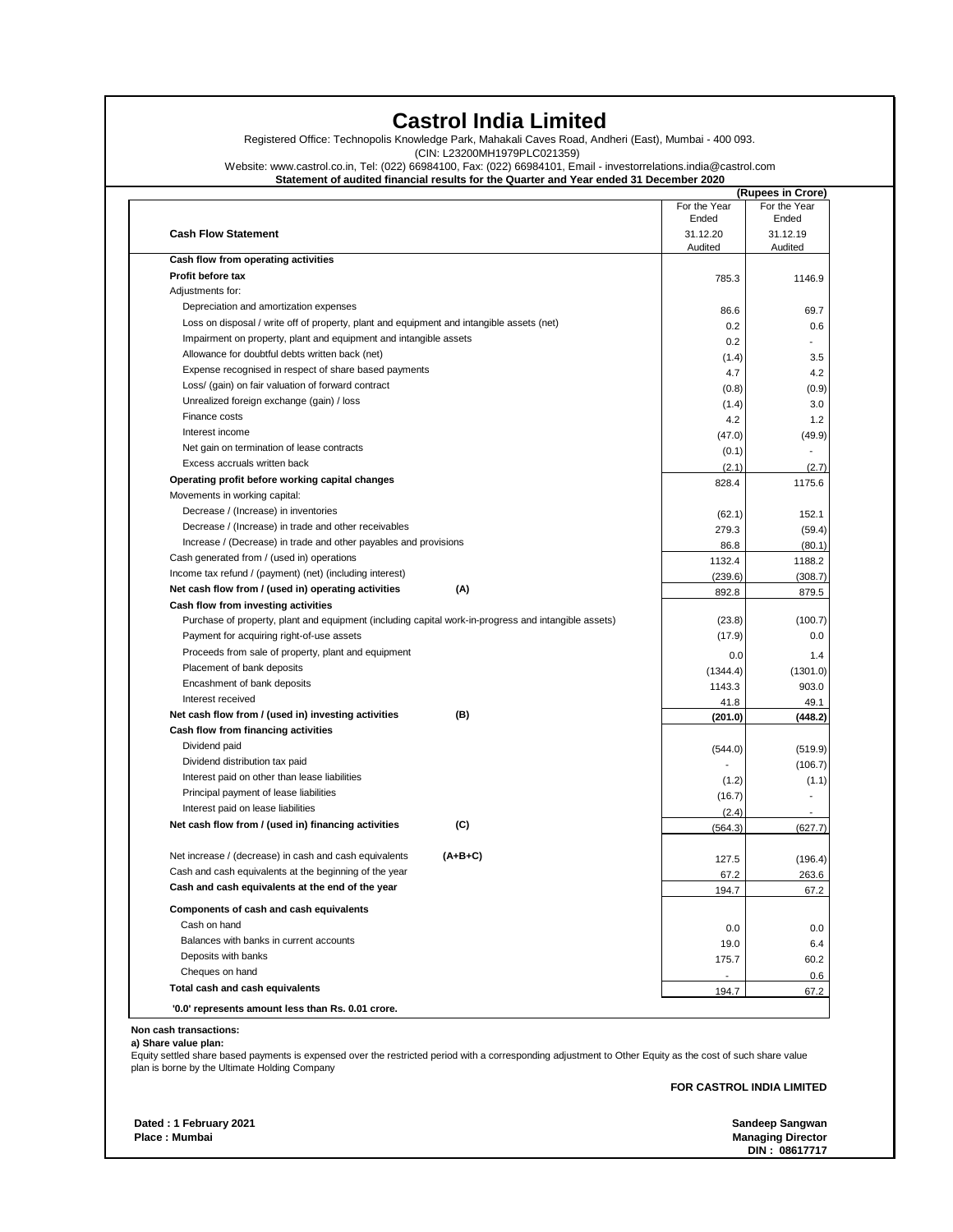# Castrol India Limited

Registered Office: Technopolis Knowledge Park, Mahakali Caves Road, Andheri (East), Mumbai - 400 093.

(CIN: L23200MH1979PLC021359)

Website: www.castrol.co.in, Tel: (022) 66984100, Fax: (022) 66984101, Email - investorrelations.india@castrol.com

**Statement of audited financial results for the Quarter and Year ended 31 December 2020**

**(Rupees in Crore)**

| **Cash Flow Statement** | | For the Year Ended 31.12.20 Audited | For the Year Ended 31.12.19 Audited |
|---|---|---|---|
| **Cash flow from operating activities** | | | |
| **Profit before tax** | | 785.3 | 1146.9 |
| Adjustments for: | | | |
| Depreciation and amortization expenses | | 86.6 | 69.7 |
| Loss on disposal / write off of property, plant and equipment and intangible assets (net) | | 0.2 | 0.6 |
| Impairment on property, plant and equipment and intangible assets | | 0.2 | - |
| Allowance for doubtful debts written back (net) | | (1.4) | 3.5 |
| Expense recognised in respect of share based payments | | 4.7 | 4.2 |
| Loss/ (gain) on fair valuation of forward contract | | (0.8) | (0.9) |
| Unrealized foreign exchange (gain) / loss | | (1.4) | 3.0 |
| Finance costs | | 4.2 | 1.2 |
| Interest income | | (47.0) | (49.9) |
| Net gain on termination of lease contracts | | (0.1) | - |
| Excess accruals written back | | (2.1) | (2.7) |
| **Operating profit before working capital changes** | | 828.4 | 1175.6 |
| Movements in working capital: | | | |
| Decrease / (Increase) in inventories | | (62.1) | 152.1 |
| Decrease / (Increase) in trade and other receivables | | 279.3 | (59.4) |
| Increase / (Decrease) in trade and other payables and provisions | | 86.8 | (80.1) |
| Cash generated from / (used in) operations | | 1132.4 | 1188.2 |
| Income tax refund / (payment) (net) (including interest) | | (239.6) | (308.7) |
| **Net cash flow from / (used in) operating activities** | **(A)** | 892.8 | 879.5 |
| **Cash flow from investing activities** | | | |
| Purchase of property, plant and equipment (including capital work-in-progress and intangible assets) | | (23.8) | (100.7) |
| Payment for acquiring right-of-use assets | | (17.9) | 0.0 |
| Proceeds from sale of property, plant and equipment | | 0.0 | 1.4 |
| Placement of bank deposits | | (1344.4) | (1301.0) |
| Encashment of bank deposits | | 1143.3 | 903.0 |
| Interest received | | 41.8 | 49.1 |
| **Net cash flow from / (used in) investing activities** | **(B)** | **(201.0)** | **(448.2)** |
| **Cash flow from financing activities** | | | |
| Dividend paid | | (544.0) | (519.9) |
| Dividend distribution tax paid | | - | (106.7) |
| Interest paid on other than lease liabilities | | (1.2) | (1.1) |
| Principal payment of lease liabilities | | (16.7) | - |
| Interest paid on lease liabilities | | (2.4) | - |
| **Net cash flow from / (used in) financing activities** | **(C)** | (564.3) | (627.7) |
| Net increase / (decrease) in cash and cash equivalents | **(A+B+C)** | 127.5 | (196.4) |
| Cash and cash equivalents at the beginning of the year | | 67.2 | 263.6 |
| **Cash and cash equivalents at the end of the year** | | 194.7 | 67.2 |
| **Components of cash and cash equivalents** | | | |
| Cash on hand | | 0.0 | 0.0 |
| Balances with banks in current accounts | | 19.0 | 6.4 |
| Deposits with banks | | 175.7 | 60.2 |
| Cheques on hand | | - | 0.6 |
| **Total cash and cash equivalents** | | 194.7 | 67.2 |

**'0.0' represents amount less than Rs. 0.01 crore.**

**Non cash transactions:**

**a) Share value plan:**

Equity settled share based payments is expensed over the restricted period with a corresponding adjustment to Other Equity as the cost of such share value plan is borne by the Ultimate Holding Company

**FOR CASTROL INDIA LIMITED**

**Dated : 1 February 2021**
**Place : Mumbai**

**Sandeep Sangwan**
**Managing Director**
**DIN : 08617717**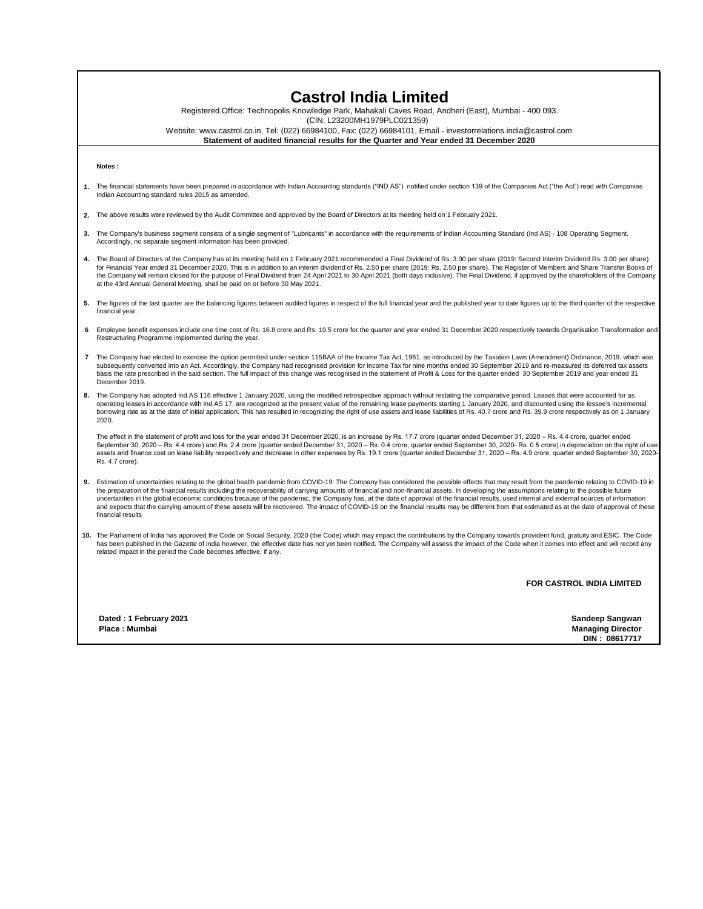# Castrol India Limited

Registered Office: Technopolis Knowledge Park, Mahakali Caves Road, Andheri (East), Mumbai - 400 093.

(CIN: L23200MH1979PLC021359)

Website: www.castrol.co.in, Tel: (022) 66984100, Fax: (022) 66984101, Email - investorrelations.india@castrol.com

**Statement of audited financial results for the Quarter and Year ended 31 December 2020**

**Notes :**

1. The financial statements have been prepared in accordance with Indian Accounting standards ("IND AS") notified under section 139 of the Companies Act ("the Act") read with Companies Indian Accounting standard rules 2015 as amended.

2. The above results were reviewed by the Audit Committee and approved by the Board of Directors at its meeting held on 1 February 2021.

3. The Company's business segment consists of a single segment of "Lubricants" in accordance with the requirements of Indian Accounting Standard (Ind AS) - 108 Operating Segment. Accordingly, no separate segment information has been provided.

4. The Board of Directors of the Company has at its meeting held on 1 February 2021 recommended a Final Dividend of Rs. 3.00 per share (2019: Second Interim Dividend Rs. 3.00 per share) for Financial Year ended 31 December 2020. This is in addition to an interim dividend of Rs. 2.50 per share (2019: Rs. 2.50 per share). The Register of Members and Share Transfer Books of the Company will remain closed for the purpose of Final Dividend from 24 April 2021 to 30 April 2021 (both days inclusive). The Final Dividend, if approved by the shareholders of the Company at the 43rd Annual General Meeting, shall be paid on or before 30 May 2021.

5. The figures of the last quarter are the balancing figures between audited figures in respect of the full financial year and the published year to date figures up to the third quarter of the respective financial year.

6. Employee benefit expenses include one time cost of Rs. 16.8 crore and Rs. 19.5 crore for the quarter and year ended 31 December 2020 respectively towards Organisation Transformation and Restructuring Programme implemented during the year.

7. The Company had elected to exercise the option permitted under section 115BAA of the Income Tax Act, 1961, as introduced by the Taxation Laws (Amendment) Ordinance, 2019, which was subsequently converted into an Act. Accordingly, the Company had recognised provision for Income Tax for nine months ended 30 September 2019 and re-measured its deferred tax assets basis the rate prescribed in the said section. The full impact of this change was recognised in the statement of Profit & Loss for the quarter ended 30 September 2019 and year ended 31 December 2019.

8. The Company has adopted Ind AS 116 effective 1 January 2020, using the modified retrospective approach without restating the comparative period. Leases that were accounted for as operating leases in accordance with Ind AS 17, are recognized at the present value of the remaining lease payments starting 1 January 2020, and discounted using the lessee's incremental borrowing rate as at the date of initial application. This has resulted in recognizing the right of use assets and lease liabilities of Rs. 40.7 crore and Rs. 39.9 crore respectively as on 1 January 2020.

   The effect in the statement of profit and loss for the year ended 31 December 2020, is an increase by Rs. 17.7 crore (quarter ended December 31, 2020 – Rs. 4.4 crore, quarter ended September 30, 2020 – Rs. 4.4 crore) and Rs. 2.4 crore (quarter ended December 31, 2020 – Rs. 0.4 crore, quarter ended September 30, 2020- Rs. 0.5 crore) in depreciation on the right of use assets and finance cost on lease liability respectively and decrease in other expenses by Rs. 19.1 crore (quarter ended December 31, 2020 – Rs. 4.9 crore, quarter ended September 30, 2020- Rs. 4.7 crore).

9. Estimation of uncertainties relating to the global health pandemic from COVID-19: The Company has considered the possible effects that may result from the pandemic relating to COVID-19 in the preparation of the financial results including the recoverability of carrying amounts of financial and non-financial assets. In developing the assumptions relating to the possible future uncertainties in the global economic conditions because of the pandemic, the Company has, at the date of approval of the financial results, used internal and external sources of information and expects that the carrying amount of these assets will be recovered. The impact of COVID-19 on the financial results may be different from that estimated as at the date of approval of these financial results

10. The Parliament of India has approved the Code on Social Security, 2020 (the Code) which may impact the contributions by the Company towards provident fund, gratuity and ESIC. The Code has been published in the Gazette of India however, the effective date has not yet been notified. The Company will assess the impact of the Code when it comes into effect and will record any related impact in the period the Code becomes effective, if any.

**FOR CASTROL INDIA LIMITED**

**Dated : 1 February 2021**
**Place : Mumbai**

**Sandeep Sangwan**
**Managing Director**
**DIN : 08617717**